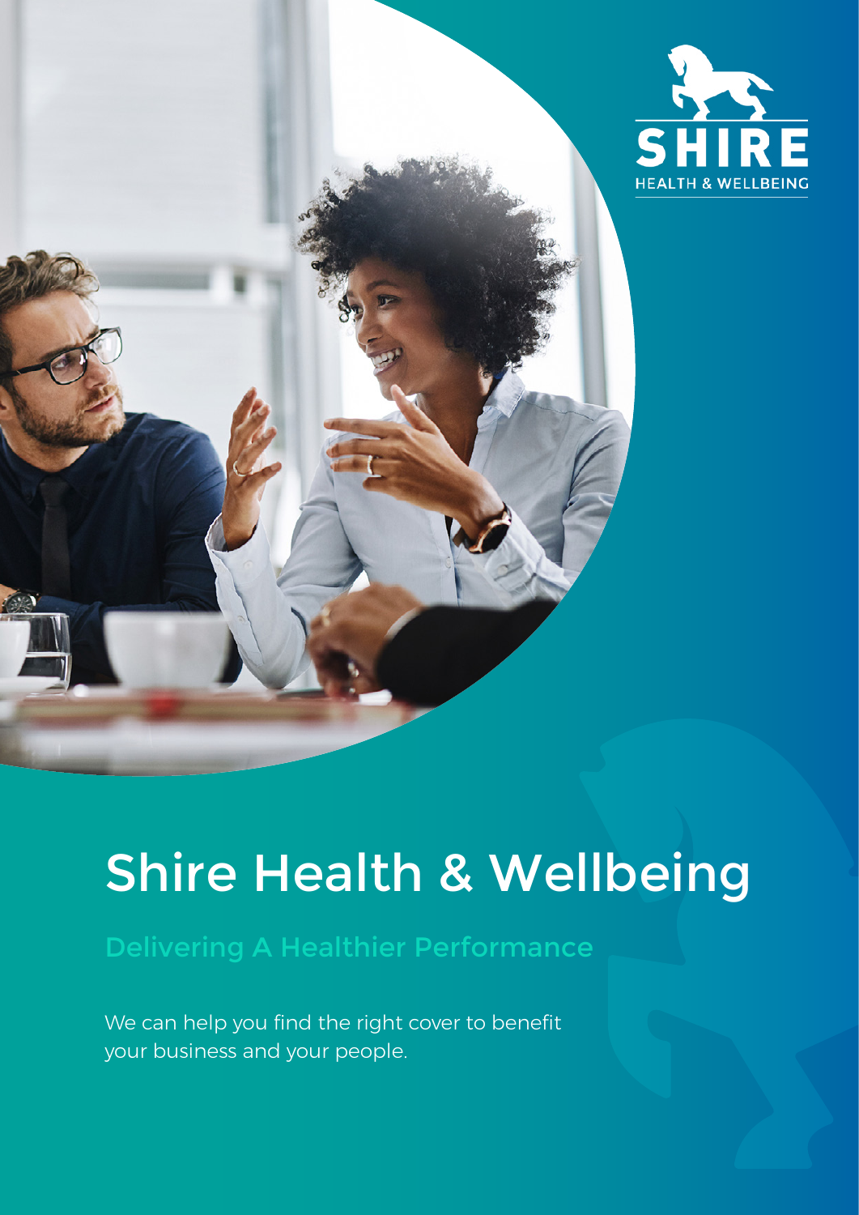SHIRE
HEALTH & WELLBEING

# Shire Health & Wellbeing

## Delivering A Healthier Performance

We can help you find the right cover to benefit your business and your people.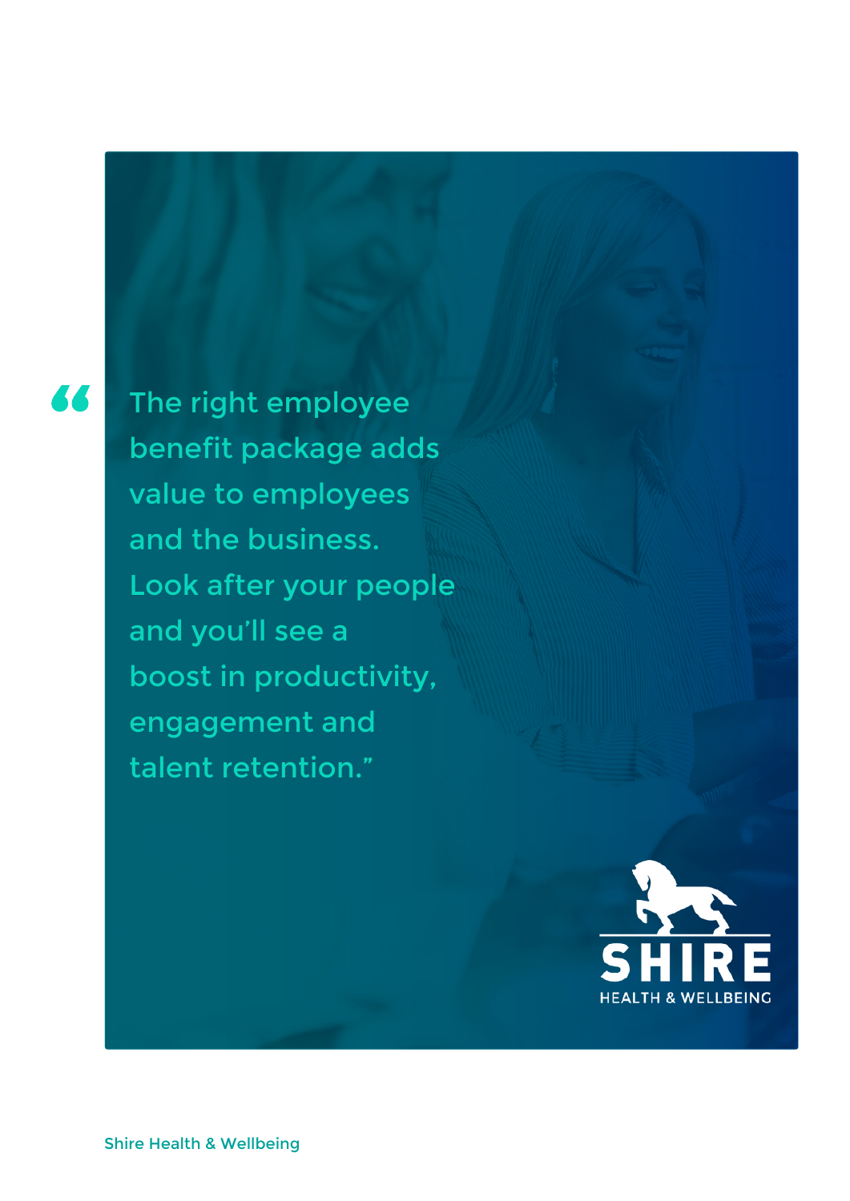> "The right employee benefit package adds value to employees and the business. Look after your people and you'll see a boost in productivity, engagement and talent retention."

SHIRE
HEALTH & WELLBEING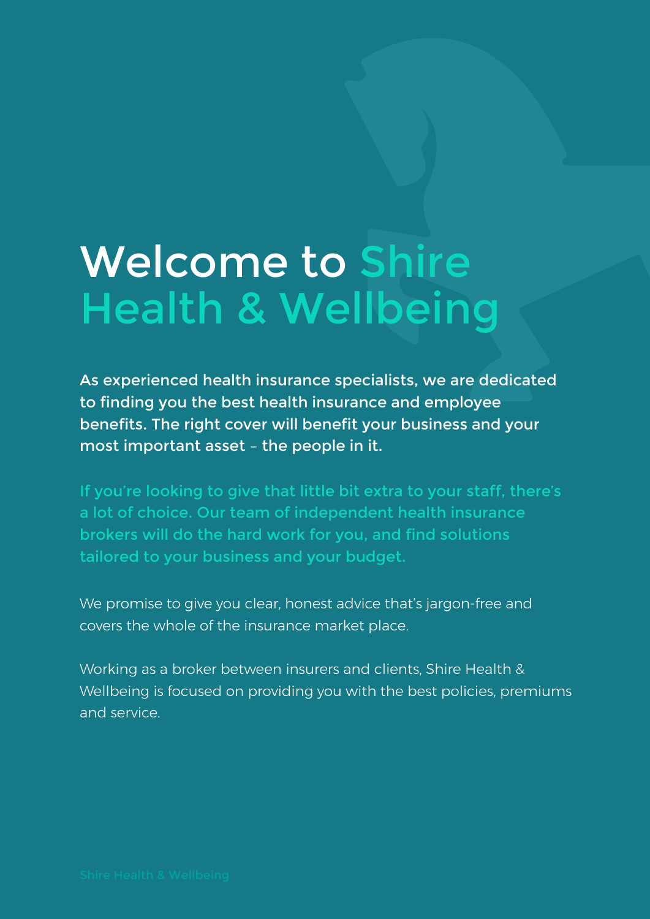# Welcome to Shire Health & Wellbeing

**As experienced health insurance specialists, we are dedicated to finding you the best health insurance and employee benefits. The right cover will benefit your business and your most important asset – the people in it.**

If you're looking to give that little bit extra to your staff, there's a lot of choice. Our team of independent health insurance brokers will do the hard work for you, and find solutions tailored to your business and your budget.

We promise to give you clear, honest advice that's jargon-free and covers the whole of the insurance market place.

Working as a broker between insurers and clients, Shire Health & Wellbeing is focused on providing you with the best policies, premiums and service.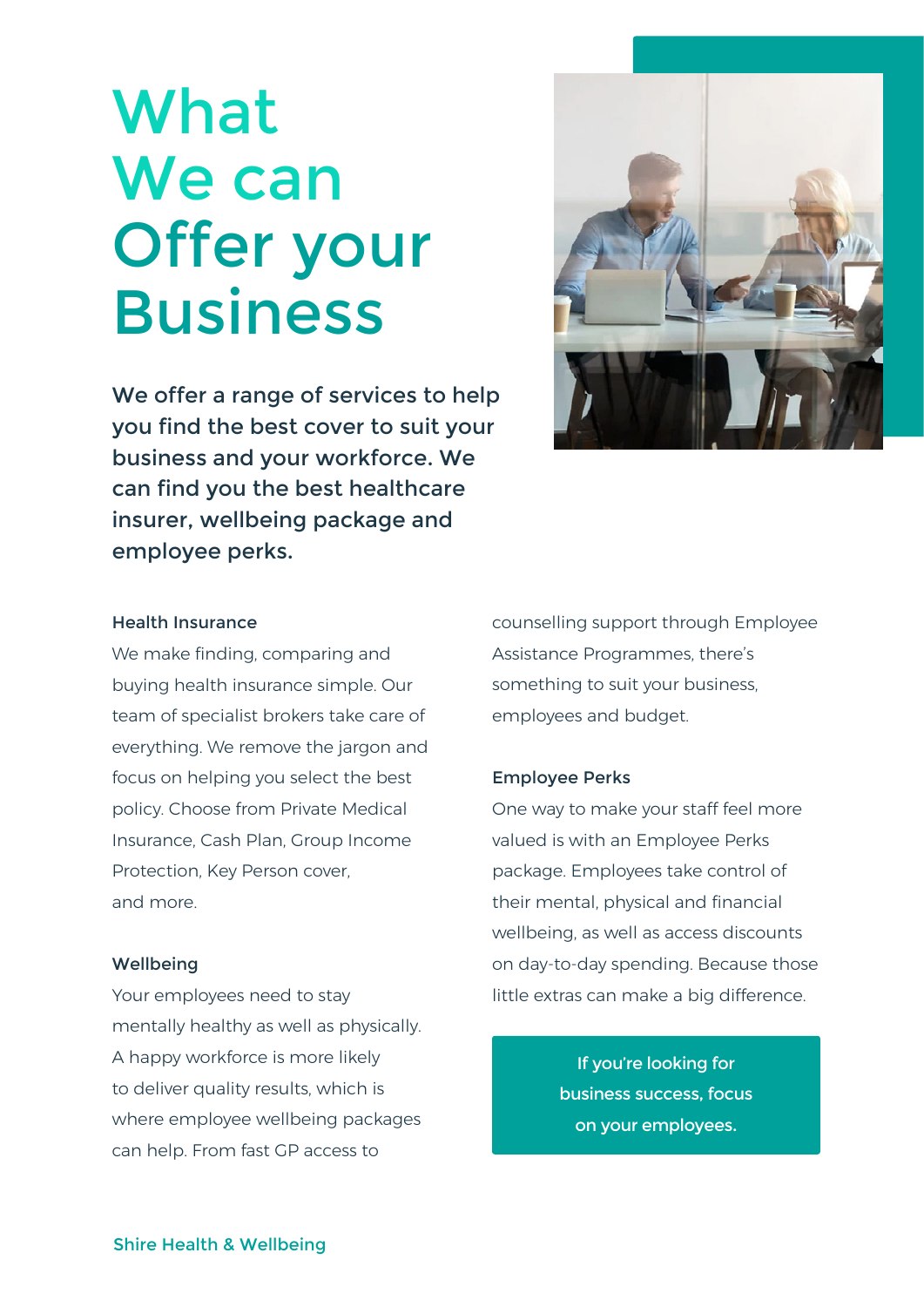# What We can Offer your Business

**We offer a range of services to help you find the best cover to suit your business and your workforce. We can find you the best healthcare insurer, wellbeing package and employee perks.**

### Health Insurance

We make finding, comparing and buying health insurance simple. Our team of specialist brokers take care of everything. We remove the jargon and focus on helping you select the best policy. Choose from Private Medical Insurance, Cash Plan, Group Income Protection, Key Person cover, and more.

### Wellbeing

Your employees need to stay mentally healthy as well as physically. A happy workforce is more likely to deliver quality results, which is where employee wellbeing packages can help. From fast GP access to counselling support through Employee Assistance Programmes, there's something to suit your business, employees and budget.

### Employee Perks

One way to make your staff feel more valued is with an Employee Perks package. Employees take control of their mental, physical and financial wellbeing, as well as access discounts on day-to-day spending. Because those little extras can make a big difference.

**If you're looking for business success, focus on your employees.**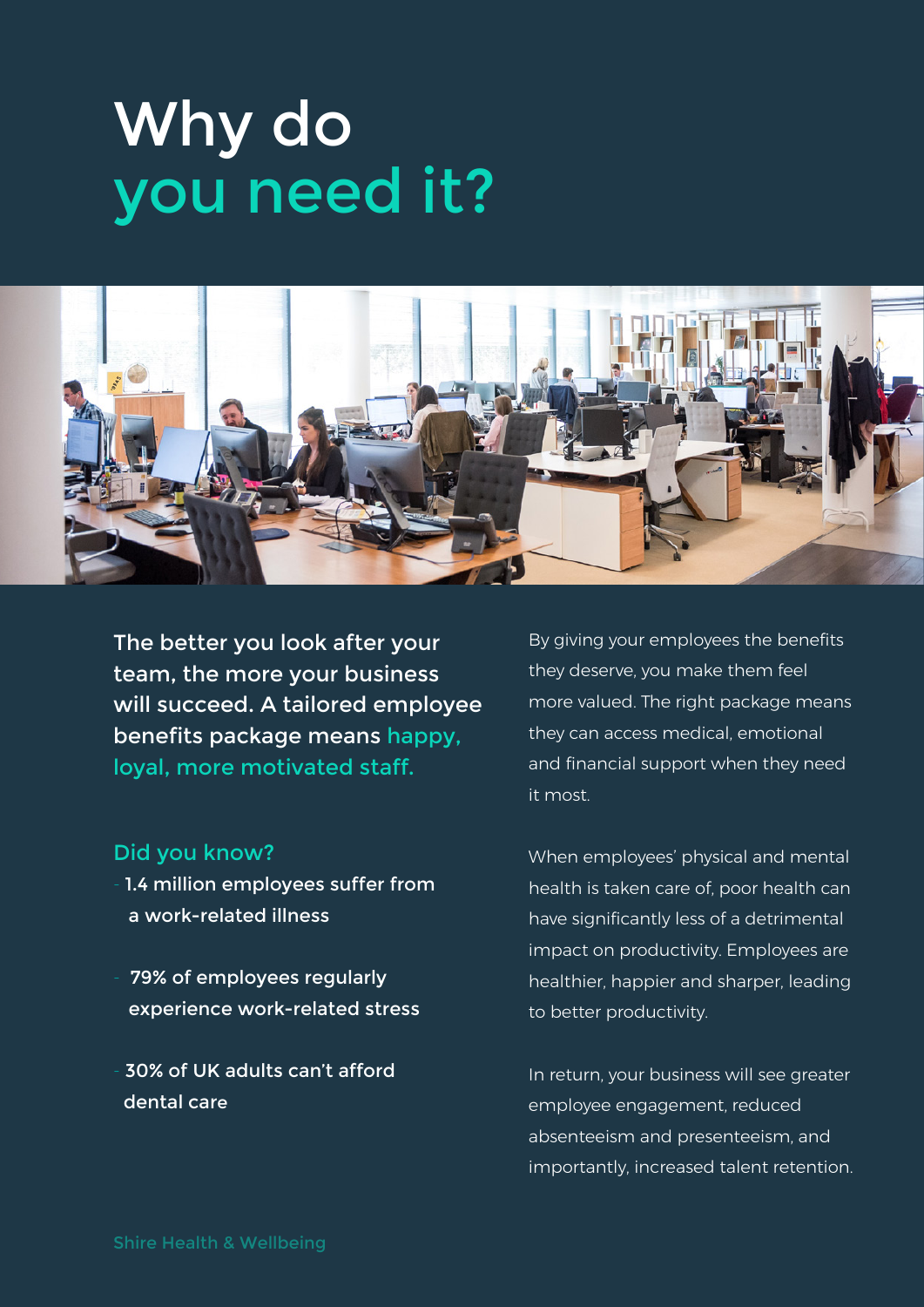# Why do you need it?

**The better you look after your team, the more your business will succeed. A tailored employee benefits package means happy, loyal, more motivated staff.**

## Did you know?

- **1.4 million employees suffer from a work-related illness**
- **79% of employees regularly experience work-related stress**
- **30% of UK adults can't afford dental care**

By giving your employees the benefits they deserve, you make them feel more valued. The right package means they can access medical, emotional and financial support when they need it most.

When employees' physical and mental health is taken care of, poor health can have significantly less of a detrimental impact on productivity. Employees are healthier, happier and sharper, leading to better productivity.

In return, your business will see greater employee engagement, reduced absenteeism and presenteeism, and importantly, increased talent retention.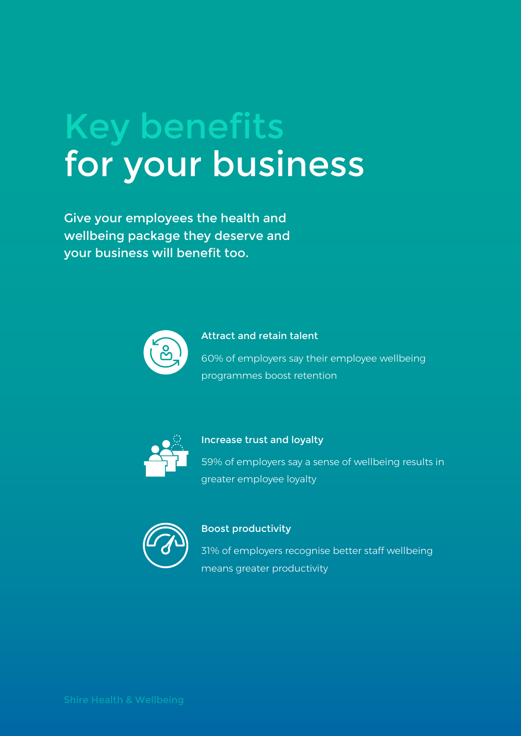# Key benefits for your business

Give your employees the health and wellbeing package they deserve and your business will benefit too.

### Attract and retain talent

60% of employers say their employee wellbeing programmes boost retention

### Increase trust and loyalty

59% of employers say a sense of wellbeing results in greater employee loyalty

### Boost productivity

31% of employers recognise better staff wellbeing means greater productivity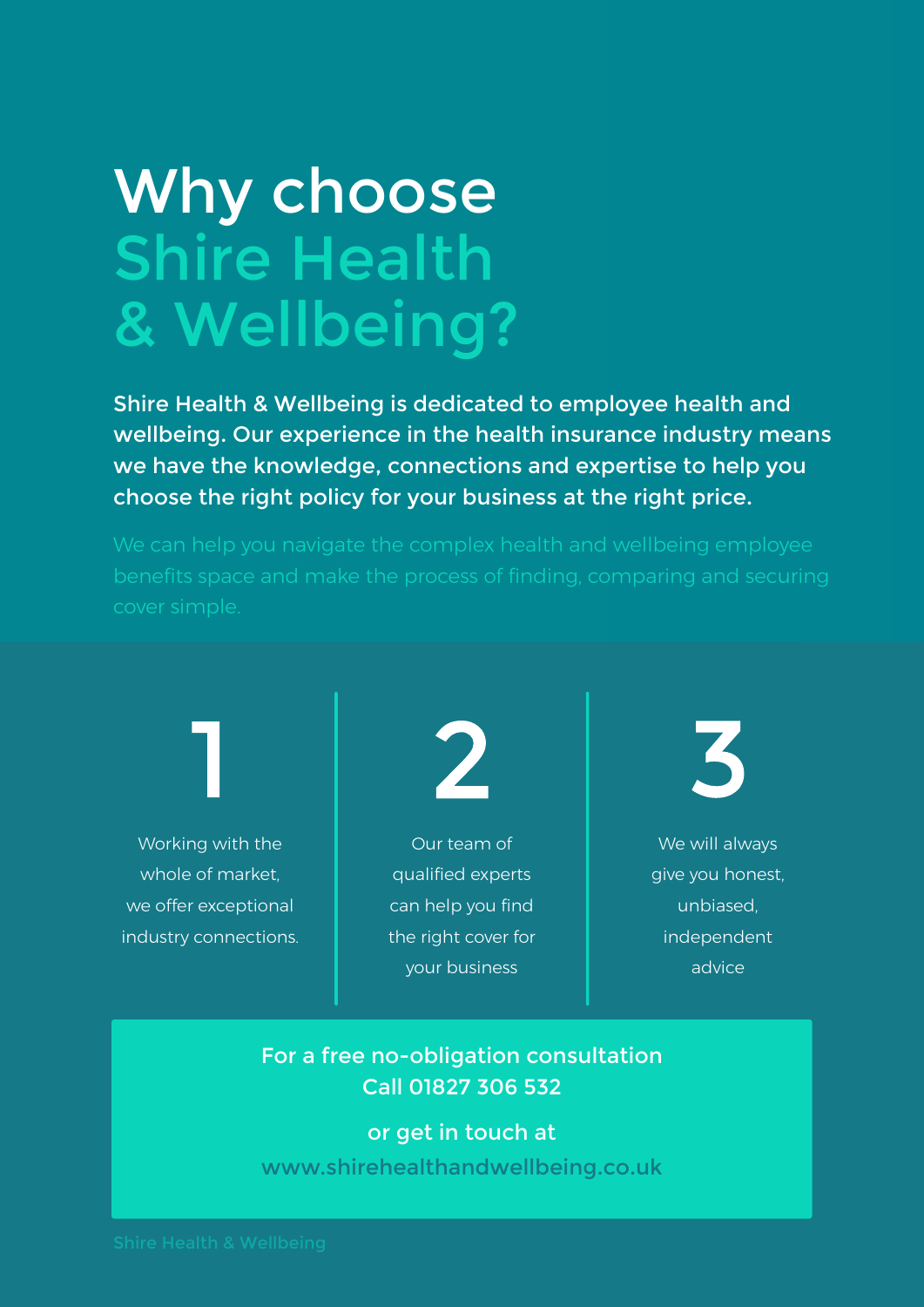# Why choose Shire Health & Wellbeing?

**Shire Health & Wellbeing is dedicated to employee health and wellbeing. Our experience in the health insurance industry means we have the knowledge, connections and expertise to help you choose the right policy for your business at the right price.**

We can help you navigate the complex health and wellbeing employee benefits space and make the process of finding, comparing and securing cover simple.

## 1

Working with the whole of market, we offer exceptional industry connections.

## 2

Our team of qualified experts can help you find the right cover for your business

## 3

We will always give you honest, unbiased, independent advice

For a free no-obligation consultation
Call 01827 306 532

or get in touch at
www.shirehealthandwellbeing.co.uk

Shire Health & Wellbeing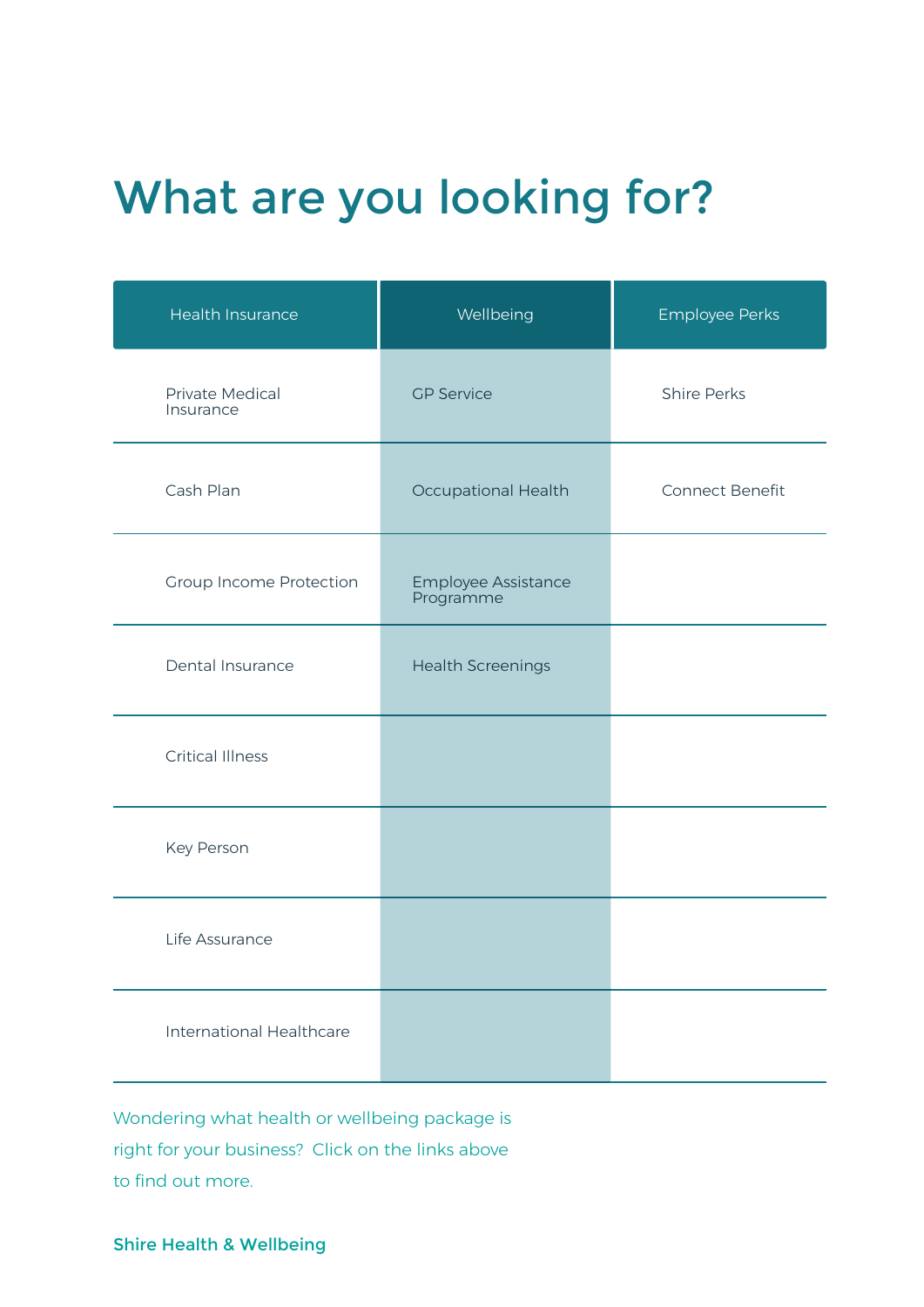# What are you looking for?

| Health Insurance | Wellbeing | Employee Perks |
|---|---|---|
| Private Medical Insurance | GP Service | Shire Perks |
| Cash Plan | Occupational Health | Connect Benefit |
| Group Income Protection | Employee Assistance Programme | |
| Dental Insurance | Health Screenings | |
| Critical Illness | | |
| Key Person | | |
| Life Assurance | | |
| International Healthcare | | |

Wondering what health or wellbeing package is right for your business? Click on the links above to find out more.

**Shire Health & Wellbeing**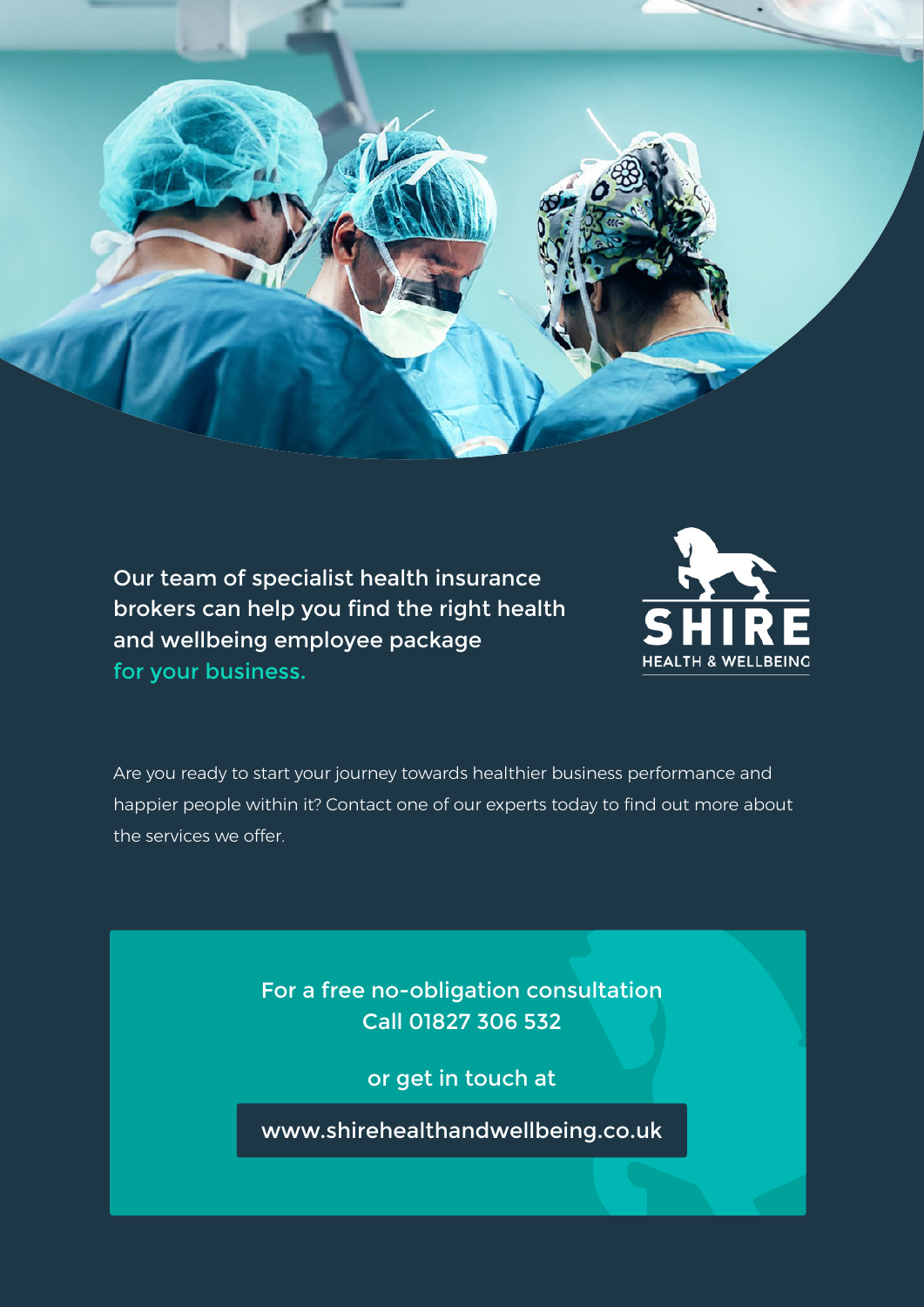Our team of specialist health insurance brokers can help you find the right health and wellbeing employee package for your business.

SHIRE
HEALTH & WELLBEING

Are you ready to start your journey towards healthier business performance and happier people within it? Contact one of our experts today to find out more about the services we offer.

For a free no-obligation consultation
Call 01827 306 532

or get in touch at

www.shirehealthandwellbeing.co.uk